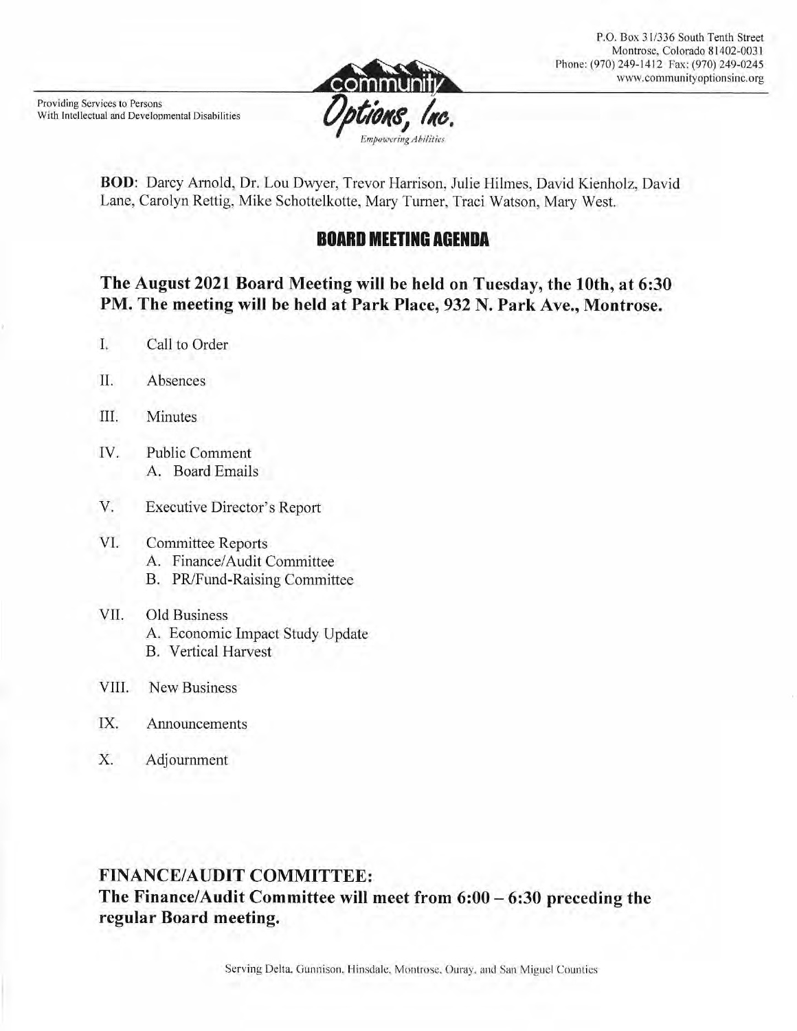P.O. Box 31/336 South Tenth Street
Montrose, Colorado 81402-0031
Phone: (970) 249-1412 Fax: (970) 249-0245
www.communityoptionsinc.org

Providing Services to Persons
With Intellectual and Developmental Disabilities

community Options, Inc.
*Empowering Abilities*

**BOD**: Darcy Arnold, Dr. Lou Dwyer, Trevor Harrison, Julie Hilmes, David Kienholz, David Lane, Carolyn Rettig, Mike Schottelkotte, Mary Turner, Traci Watson, Mary West.

## BOARD MEETING AGENDA

### The August 2021 Board Meeting will be held on Tuesday, the 10th, at 6:30 PM. The meeting will be held at Park Place, 932 N. Park Ave., Montrose.

I. Call to Order

II. Absences

III. Minutes

IV. Public Comment
   A. Board Emails

V. Executive Director's Report

VI. Committee Reports
   A. Finance/Audit Committee
   B. PR/Fund-Raising Committee

VII. Old Business
   A. Economic Impact Study Update
   B. Vertical Harvest

VIII. New Business

IX. Announcements

X. Adjournment

### FINANCE/AUDIT COMMITTEE:
**The Finance/Audit Committee will meet from 6:00 – 6:30 preceding the regular Board meeting.**

Serving Delta, Gunnison, Hinsdale, Montrose, Ouray, and San Miguel Counties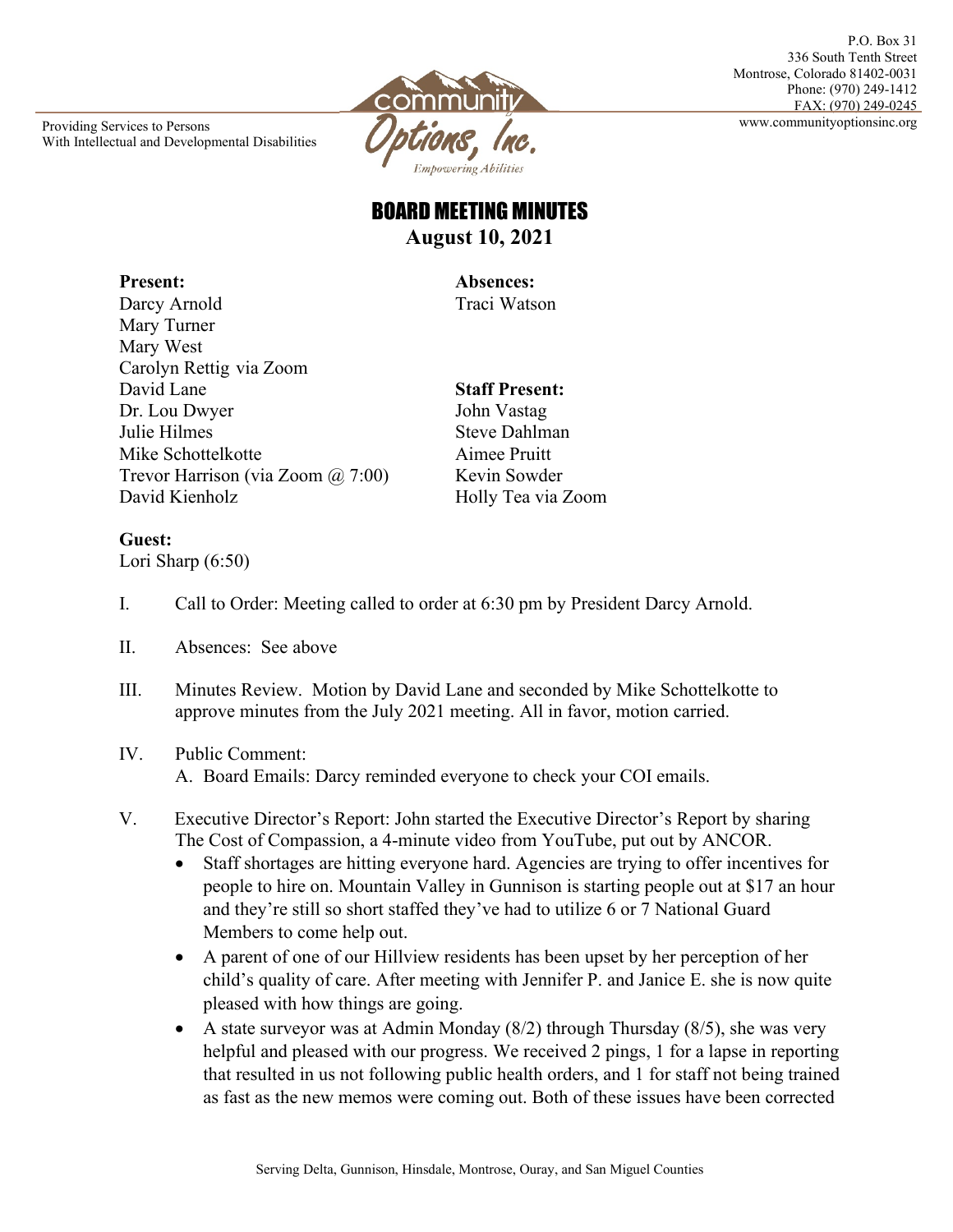P.O. Box 31
336 South Tenth Street
Montrose, Colorado 81402-0031
Phone: (970) 249-1412
FAX: (970) 249-0245
www.communityoptionsinc.org

Providing Services to Persons
With Intellectual and Developmental Disabilities

community Options, Inc.
*Empowering Abilities*

# BOARD MEETING MINUTES

**August 10, 2021**

**Present:**
Darcy Arnold
Mary Turner
Mary West
Carolyn Rettig via Zoom
David Lane
Dr. Lou Dwyer
Julie Hilmes
Mike Schottelkotte
Trevor Harrison (via Zoom @ 7:00)
David Kienholz

**Absences:**
Traci Watson

**Staff Present:**
John Vastag
Steve Dahlman
Aimee Pruitt
Kevin Sowder
Holly Tea via Zoom

**Guest:**
Lori Sharp (6:50)

I. Call to Order: Meeting called to order at 6:30 pm by President Darcy Arnold.

II. Absences: See above

III. Minutes Review. Motion by David Lane and seconded by Mike Schottelkotte to approve minutes from the July 2021 meeting. All in favor, motion carried.

IV. Public Comment:
   A. Board Emails: Darcy reminded everyone to check your COI emails.

V. Executive Director's Report: John started the Executive Director's Report by sharing The Cost of Compassion, a 4-minute video from YouTube, put out by ANCOR.
   - Staff shortages are hitting everyone hard. Agencies are trying to offer incentives for people to hire on. Mountain Valley in Gunnison is starting people out at $17 an hour and they're still so short staffed they've had to utilize 6 or 7 National Guard Members to come help out.
   - A parent of one of our Hillview residents has been upset by her perception of her child's quality of care. After meeting with Jennifer P. and Janice E. she is now quite pleased with how things are going.
   - A state surveyor was at Admin Monday (8/2) through Thursday (8/5), she was very helpful and pleased with our progress. We received 2 pings, 1 for a lapse in reporting that resulted in us not following public health orders, and 1 for staff not being trained as fast as the new memos were coming out. Both of these issues have been corrected

Serving Delta, Gunnison, Hinsdale, Montrose, Ouray, and San Miguel Counties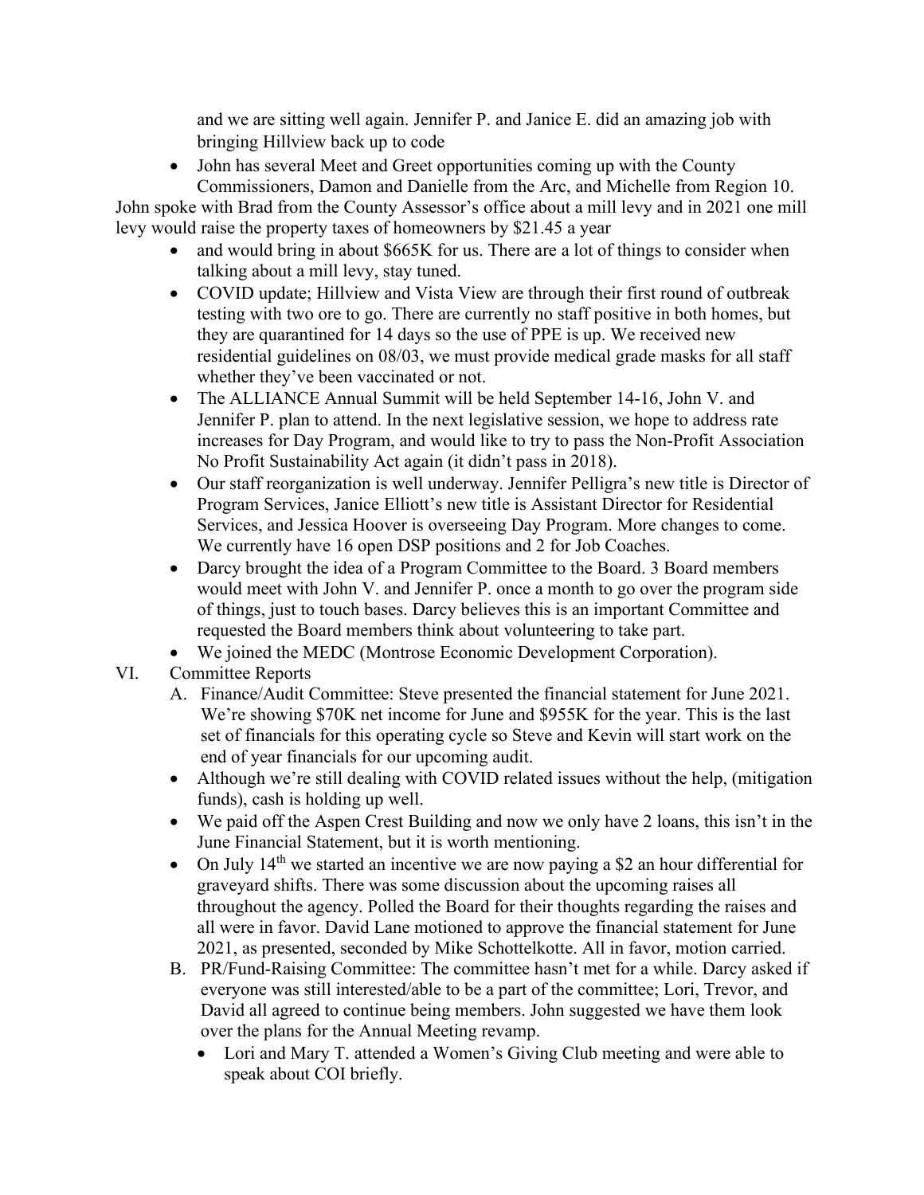and we are sitting well again. Jennifer P. and Janice E. did an amazing job with bringing Hillview back up to code

- John has several Meet and Greet opportunities coming up with the County Commissioners, Damon and Danielle from the Arc, and Michelle from Region 10.

John spoke with Brad from the County Assessor's office about a mill levy and in 2021 one mill levy would raise the property taxes of homeowners by $21.45 a year

- and would bring in about $665K for us. There are a lot of things to consider when talking about a mill levy, stay tuned.
- COVID update; Hillview and Vista View are through their first round of outbreak testing with two ore to go. There are currently no staff positive in both homes, but they are quarantined for 14 days so the use of PPE is up. We received new residential guidelines on 08/03, we must provide medical grade masks for all staff whether they've been vaccinated or not.
- The ALLIANCE Annual Summit will be held September 14-16, John V. and Jennifer P. plan to attend. In the next legislative session, we hope to address rate increases for Day Program, and would like to try to pass the Non-Profit Association No Profit Sustainability Act again (it didn't pass in 2018).
- Our staff reorganization is well underway. Jennifer Pelligra's new title is Director of Program Services, Janice Elliott's new title is Assistant Director for Residential Services, and Jessica Hoover is overseeing Day Program. More changes to come. We currently have 16 open DSP positions and 2 for Job Coaches.
- Darcy brought the idea of a Program Committee to the Board. 3 Board members would meet with John V. and Jennifer P. once a month to go over the program side of things, just to touch bases. Darcy believes this is an important Committee and requested the Board members think about volunteering to take part.
- We joined the MEDC (Montrose Economic Development Corporation).

VI. Committee Reports

A. Finance/Audit Committee: Steve presented the financial statement for June 2021. We're showing $70K net income for June and $955K for the year. This is the last set of financials for this operating cycle so Steve and Kevin will start work on the end of year financials for our upcoming audit.

- Although we're still dealing with COVID related issues without the help, (mitigation funds), cash is holding up well.
- We paid off the Aspen Crest Building and now we only have 2 loans, this isn't in the June Financial Statement, but it is worth mentioning.
- On July 14th we started an incentive we are now paying a $2 an hour differential for graveyard shifts. There was some discussion about the upcoming raises all throughout the agency. Polled the Board for their thoughts regarding the raises and all were in favor. David Lane motioned to approve the financial statement for June 2021, as presented, seconded by Mike Schottelkotte. All in favor, motion carried.

B. PR/Fund-Raising Committee: The committee hasn't met for a while. Darcy asked if everyone was still interested/able to be a part of the committee; Lori, Trevor, and David all agreed to continue being members. John suggested we have them look over the plans for the Annual Meeting revamp.

- Lori and Mary T. attended a Women's Giving Club meeting and were able to speak about COI briefly.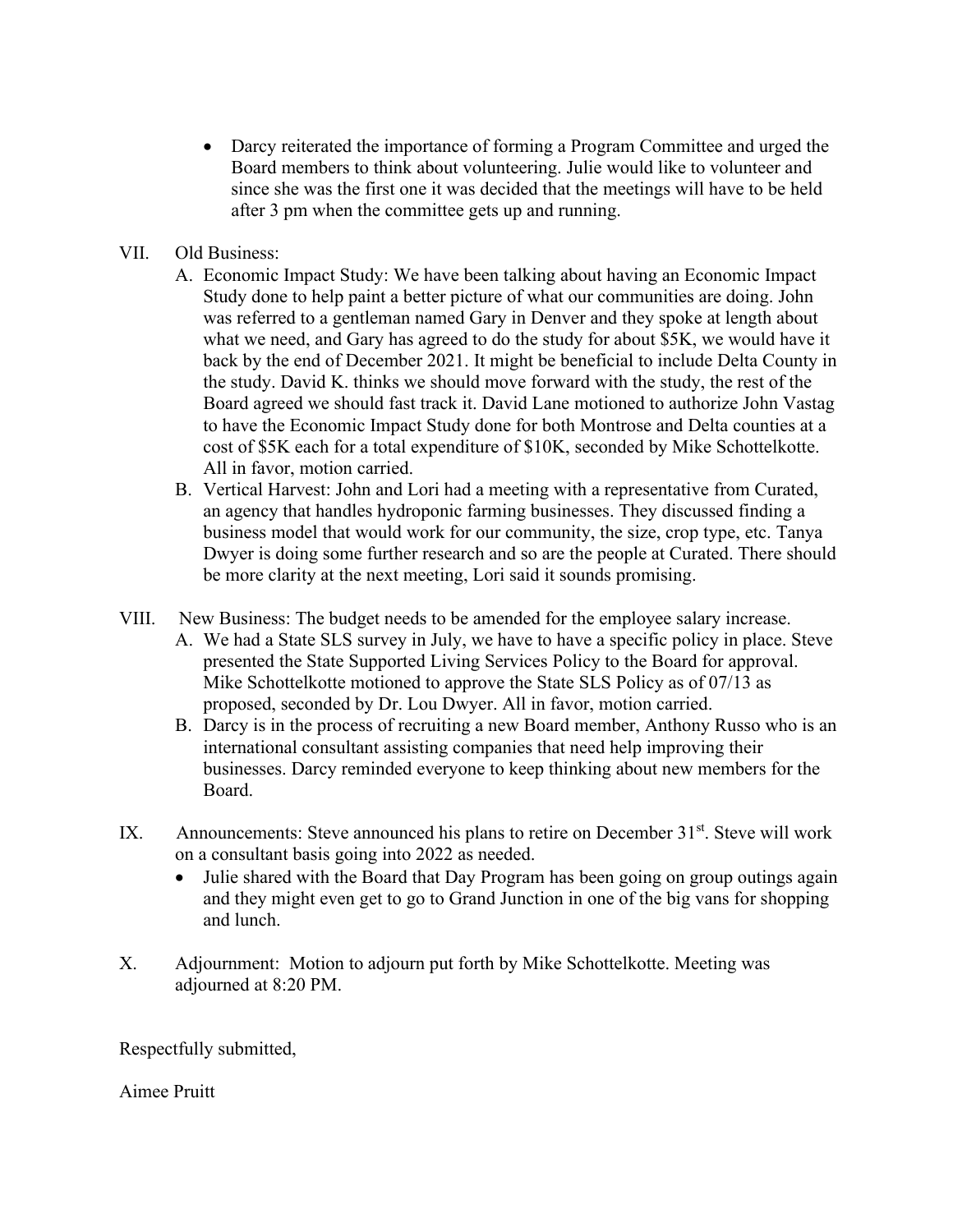- Darcy reiterated the importance of forming a Program Committee and urged the Board members to think about volunteering. Julie would like to volunteer and since she was the first one it was decided that the meetings will have to be held after 3 pm when the committee gets up and running.

VII. Old Business:

A. Economic Impact Study: We have been talking about having an Economic Impact Study done to help paint a better picture of what our communities are doing. John was referred to a gentleman named Gary in Denver and they spoke at length about what we need, and Gary has agreed to do the study for about $5K, we would have it back by the end of December 2021. It might be beneficial to include Delta County in the study. David K. thinks we should move forward with the study, the rest of the Board agreed we should fast track it. David Lane motioned to authorize John Vastag to have the Economic Impact Study done for both Montrose and Delta counties at a cost of $5K each for a total expenditure of $10K, seconded by Mike Schottelkotte. All in favor, motion carried.

B. Vertical Harvest: John and Lori had a meeting with a representative from Curated, an agency that handles hydroponic farming businesses. They discussed finding a business model that would work for our community, the size, crop type, etc. Tanya Dwyer is doing some further research and so are the people at Curated. There should be more clarity at the next meeting, Lori said it sounds promising.

VIII. New Business: The budget needs to be amended for the employee salary increase.

A. We had a State SLS survey in July, we have to have a specific policy in place. Steve presented the State Supported Living Services Policy to the Board for approval. Mike Schottelkotte motioned to approve the State SLS Policy as of 07/13 as proposed, seconded by Dr. Lou Dwyer. All in favor, motion carried.

B. Darcy is in the process of recruiting a new Board member, Anthony Russo who is an international consultant assisting companies that need help improving their businesses. Darcy reminded everyone to keep thinking about new members for the Board.

IX. Announcements: Steve announced his plans to retire on December 31st. Steve will work on a consultant basis going into 2022 as needed.

- Julie shared with the Board that Day Program has been going on group outings again and they might even get to go to Grand Junction in one of the big vans for shopping and lunch.

X. Adjournment: Motion to adjourn put forth by Mike Schottelkotte. Meeting was adjourned at 8:20 PM.

Respectfully submitted,

Aimee Pruitt